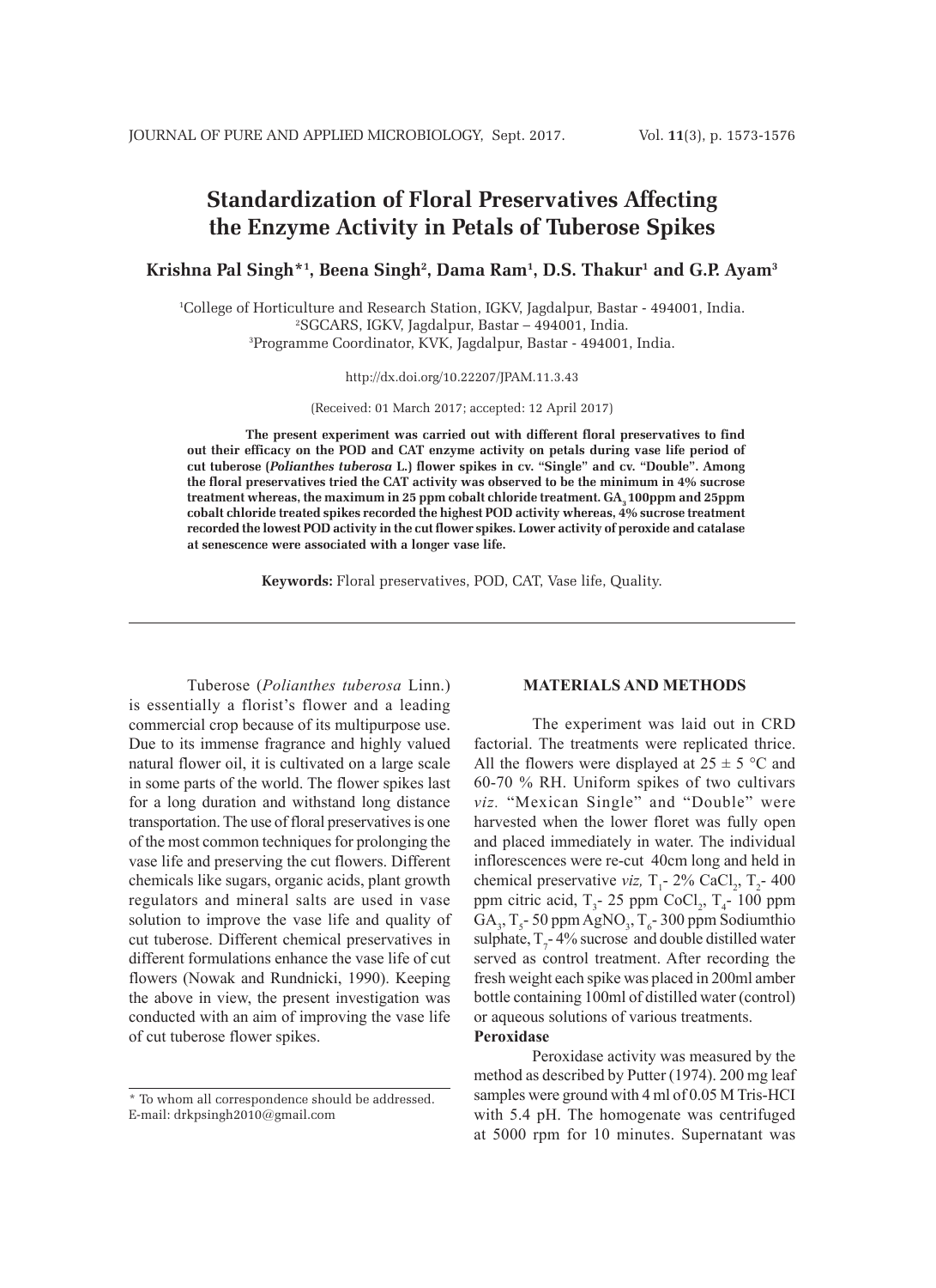# Standardization of Floral Preservatives Affecting the Enzyme Activity in Petals of Tuberose Spikes

**Krishna Pal Singh*[1], Beena Singh[2], Dama Ram[1], D.S. Thakur[1] and G.P. Ayam[3]**

[1]College of Horticulture and Research Station, IGKV, Jagdalpur, Bastar - 494001, India.
[2]SGCARS, IGKV, Jagdalpur, Bastar – 494001, India.
[3]Programme Coordinator, KVK, Jagdalpur, Bastar - 494001, India.

http://dx.doi.org/10.22207/JPAM.11.3.43

(Received: 01 March 2017; accepted: 12 April 2017)

**The present experiment was carried out with different floral preservatives to find out their efficacy on the POD and CAT enzyme activity on petals during vase life period of cut tuberose (*Polianthes tuberosa* L.) flower spikes in cv. "Single" and cv. "Double". Among the floral preservatives tried the CAT activity was observed to be the minimum in 4% sucrose treatment whereas, the maximum in 25 ppm cobalt chloride treatment. $GA_3$ 100ppm and 25ppm cobalt chloride treated spikes recorded the highest POD activity whereas, 4% sucrose treatment recorded the lowest POD activity in the cut flower spikes. Lower activity of peroxide and catalase at senescence were associated with a longer vase life.**

**Keywords:** Floral preservatives, POD, CAT, Vase life, Quality.

Tuberose (*Polianthes tuberosa* Linn.) is essentially a florist's flower and a leading commercial crop because of its multipurpose use. Due to its immense fragrance and highly valued natural flower oil, it is cultivated on a large scale in some parts of the world. The flower spikes last for a long duration and withstand long distance transportation. The use of floral preservatives is one of the most common techniques for prolonging the vase life and preserving the cut flowers. Different chemicals like sugars, organic acids, plant growth regulators and mineral salts are used in vase solution to improve the vase life and quality of cut tuberose. Different chemical preservatives in different formulations enhance the vase life of cut flowers (Nowak and Rundnicki, 1990). Keeping the above in view, the present investigation was conducted with an aim of improving the vase life of cut tuberose flower spikes.

## MATERIALS AND METHODS

The experiment was laid out in CRD factorial. The treatments were replicated thrice. All the flowers were displayed at 25 ± 5 °C and 60-70 % RH. Uniform spikes of two cultivars *viz.* "Mexican Single" and "Double" were harvested when the lower floret was fully open and placed immediately in water. The individual inflorescences were re-cut 40cm long and held in chemical preservative *viz,* $T_1$- 2% $CaCl_2$, $T_2$- 400 ppm citric acid, $T_3$- 25 ppm $CoCl_2$, $T_4$- 100 ppm $GA_3$, $T_5$- 50 ppm $AgNO_3$, $T_6$- 300 ppm Sodiumthio sulphate, $T_7$- 4% sucrose and double distilled water served as control treatment. After recording the fresh weight each spike was placed in 200ml amber bottle containing 100ml of distilled water (control) or aqueous solutions of various treatments.

### Peroxidase

Peroxidase activity was measured by the method as described by Putter (1974). 200 mg leaf samples were ground with 4 ml of 0.05 M Tris-HCI with 5.4 pH. The homogenate was centrifuged at 5000 rpm for 10 minutes. Supernatant was

---

\* To whom all correspondence should be addressed.
E-mail: drkpsingh2010@gmail.com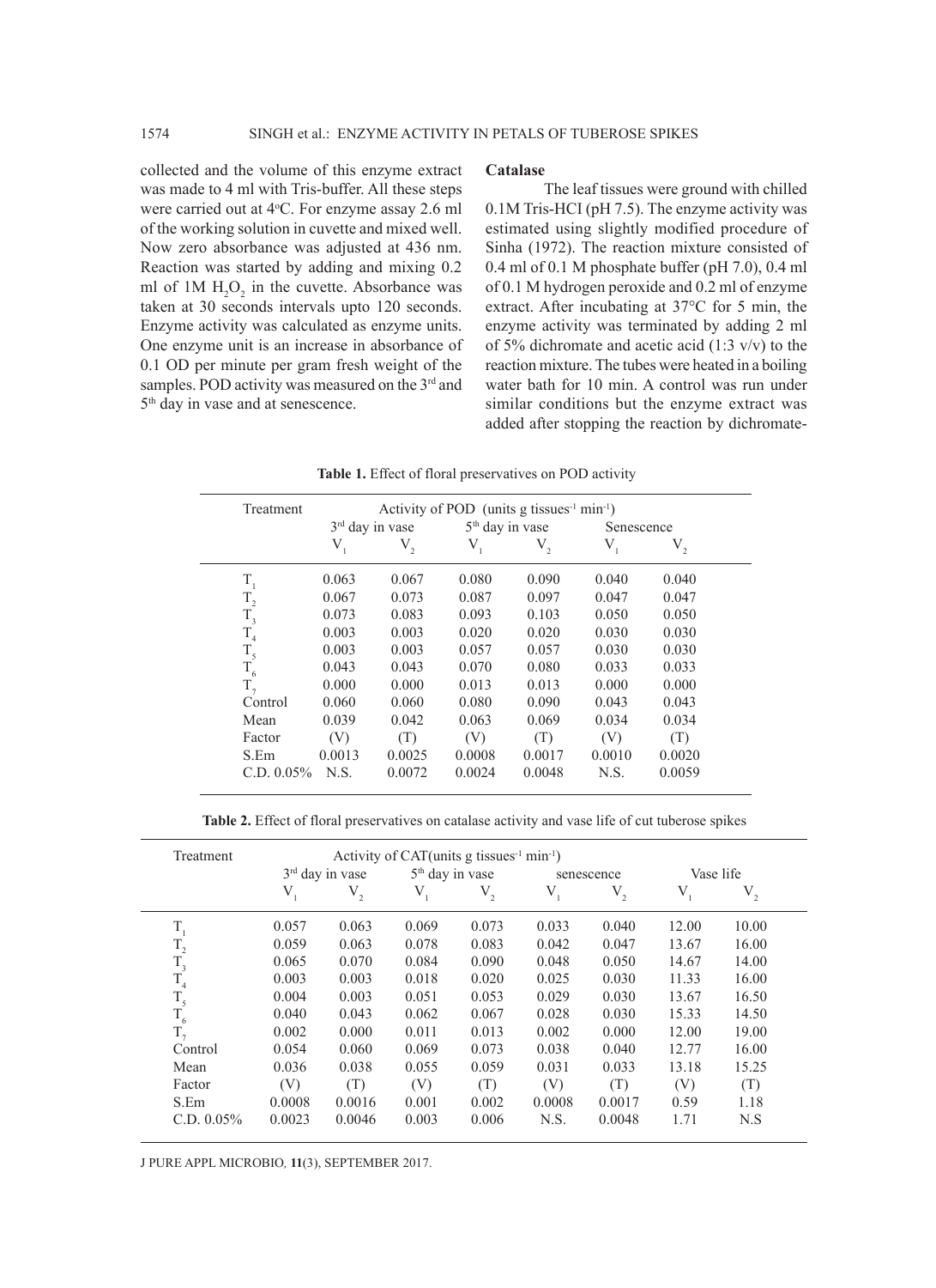collected and the volume of this enzyme extract was made to 4 ml with Tris-buffer. All these steps were carried out at 4°C. For enzyme assay 2.6 ml of the working solution in cuvette and mixed well. Now zero absorbance was adjusted at 436 nm. Reaction was started by adding and mixing 0.2 ml of 1M $H_2O_2$ in the cuvette. Absorbance was taken at 30 seconds intervals upto 120 seconds. Enzyme activity was calculated as enzyme units. One enzyme unit is an increase in absorbance of 0.1 OD per minute per gram fresh weight of the samples. POD activity was measured on the 3rd and 5th day in vase and at senescence.

### Catalase

The leaf tissues were ground with chilled 0.1M Tris-HCI (pH 7.5). The enzyme activity was estimated using slightly modified procedure of Sinha (1972). The reaction mixture consisted of 0.4 ml of 0.1 M phosphate buffer (pH 7.0), 0.4 ml of 0.1 M hydrogen peroxide and 0.2 ml of enzyme extract. After incubating at 37°C for 5 min, the enzyme activity was terminated by adding 2 ml of 5% dichromate and acetic acid (1:3 v/v) to the reaction mixture. The tubes were heated in a boiling water bath for 10 min. A control was run under similar conditions but the enzyme extract was added after stopping the reaction by dichromate-

**Table 1.** Effect of floral preservatives on POD activity

| Treatment | Activity of POD (units g tissues$^{-1}$ min$^{-1}$) | | | | | |
|---|---|---|---|---|---|---|
| | 3rd day in vase | | 5th day in vase | | Senescence | |
| | $V_1$ | $V_2$ | $V_1$ | $V_2$ | $V_1$ | $V_2$ |
| $T_1$ | 0.063 | 0.067 | 0.080 | 0.090 | 0.040 | 0.040 |
| $T_2$ | 0.067 | 0.073 | 0.087 | 0.097 | 0.047 | 0.047 |
| $T_3$ | 0.073 | 0.083 | 0.093 | 0.103 | 0.050 | 0.050 |
| $T_4$ | 0.003 | 0.003 | 0.020 | 0.020 | 0.030 | 0.030 |
| $T_5$ | 0.003 | 0.003 | 0.057 | 0.057 | 0.030 | 0.030 |
| $T_6$ | 0.043 | 0.043 | 0.070 | 0.080 | 0.033 | 0.033 |
| $T_7$ | 0.000 | 0.000 | 0.013 | 0.013 | 0.000 | 0.000 |
| Control | 0.060 | 0.060 | 0.080 | 0.090 | 0.043 | 0.043 |
| Mean | 0.039 | 0.042 | 0.063 | 0.069 | 0.034 | 0.034 |
| Factor | (V) | (T) | (V) | (T) | (V) | (T) |
| S.Em | 0.0013 | 0.0025 | 0.0008 | 0.0017 | 0.0010 | 0.0020 |
| C.D. 0.05% | N.S. | 0.0072 | 0.0024 | 0.0048 | N.S. | 0.0059 |

**Table 2.** Effect of floral preservatives on catalase activity and vase life of cut tuberose spikes

| Treatment | Activity of CAT(units g tissues$^{-1}$ min$^{-1}$) | | | | | | | |
|---|---|---|---|---|---|---|---|---|
| | 3rd day in vase | | 5th day in vase | | senescence | | Vase life | |
| | $V_1$ | $V_2$ | $V_1$ | $V_2$ | $V_1$ | $V_2$ | $V_1$ | $V_2$ |
| $T_1$ | 0.057 | 0.063 | 0.069 | 0.073 | 0.033 | 0.040 | 12.00 | 10.00 |
| $T_2$ | 0.059 | 0.063 | 0.078 | 0.083 | 0.042 | 0.047 | 13.67 | 16.00 |
| $T_3$ | 0.065 | 0.070 | 0.084 | 0.090 | 0.048 | 0.050 | 14.67 | 14.00 |
| $T_4$ | 0.003 | 0.003 | 0.018 | 0.020 | 0.025 | 0.030 | 11.33 | 16.00 |
| $T_5$ | 0.004 | 0.003 | 0.051 | 0.053 | 0.029 | 0.030 | 13.67 | 16.50 |
| $T_6$ | 0.040 | 0.043 | 0.062 | 0.067 | 0.028 | 0.030 | 15.33 | 14.50 |
| $T_7$ | 0.002 | 0.000 | 0.011 | 0.013 | 0.002 | 0.000 | 12.00 | 19.00 |
| Control | 0.054 | 0.060 | 0.069 | 0.073 | 0.038 | 0.040 | 12.77 | 16.00 |
| Mean | 0.036 | 0.038 | 0.055 | 0.059 | 0.031 | 0.033 | 13.18 | 15.25 |
| Factor | (V) | (T) | (V) | (T) | (V) | (T) | (V) | (T) |
| S.Em | 0.0008 | 0.0016 | 0.001 | 0.002 | 0.0008 | 0.0017 | 0.59 | 1.18 |
| C.D. 0.05% | 0.0023 | 0.0046 | 0.003 | 0.006 | N.S. | 0.0048 | 1.71 | N.S |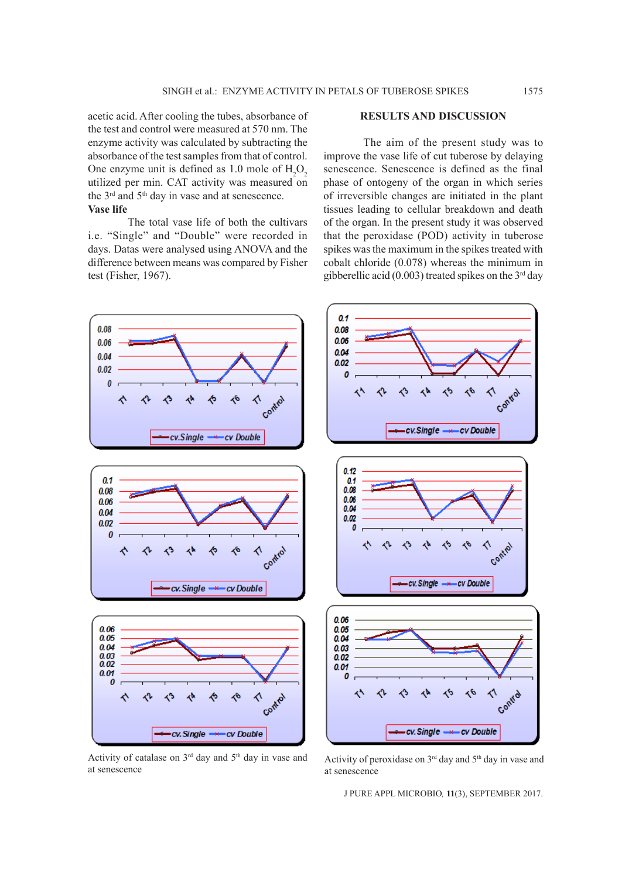acetic acid. After cooling the tubes, absorbance of the test and control were measured at 570 nm. The enzyme activity was calculated by subtracting the absorbance of the test samples from that of control. One enzyme unit is defined as 1.0 mole of $H_2O_2$ utilized per min. CAT activity was measured on the 3rd and 5th day in vase and at senescence.

**Vase life**

The total vase life of both the cultivars i.e. "Single" and "Double" were recorded in days. Datas were analysed using ANOVA and the difference between means was compared by Fisher test (Fisher, 1967).

## RESULTS AND DISCUSSION

The aim of the present study was to improve the vase life of cut tuberose by delaying senescence. Senescence is defined as the final phase of ontogeny of the organ in which series of irreversible changes are initiated in the plant tissues leading to cellular breakdown and death of the organ. In the present study it was observed that the peroxidase (POD) activity in tuberose spikes was the maximum in the spikes treated with cobalt chloride (0.078) whereas the minimum in gibberellic acid (0.003) treated spikes on the 3rd day

Activity of catalase on 3rd day and 5th day in vase and at senescence

Activity of peroxidase on 3rd day and 5th day in vase and at senescence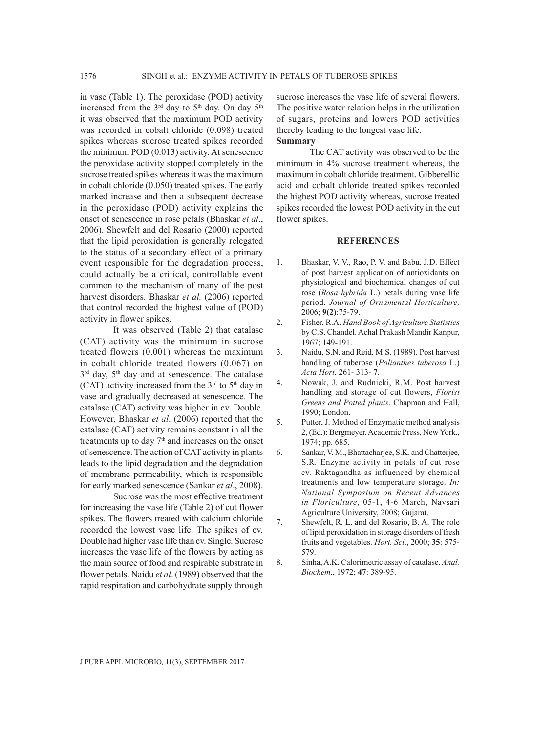in vase (Table 1). The peroxidase (POD) activity increased from the 3rd day to 5th day. On day 5th it was observed that the maximum POD activity was recorded in cobalt chloride (0.098) treated spikes whereas sucrose treated spikes recorded the minimum POD (0.013) activity. At senescence the peroxidase activity stopped completely in the sucrose treated spikes whereas it was the maximum in cobalt chloride (0.050) treated spikes. The early marked increase and then a subsequent decrease in the peroxidase (POD) activity explains the onset of senescence in rose petals (Bhaskar *et al*., 2006). Shewfelt and del Rosario (2000) reported that the lipid peroxidation is generally relegated to the status of a secondary effect of a primary event responsible for the degradation process, could actually be a critical, controllable event common to the mechanism of many of the post harvest disorders. Bhaskar *et al.* (2006) reported that control recorded the highest value of (POD) activity in flower spikes.

It was observed (Table 2) that catalase (CAT) activity was the minimum in sucrose treated flowers (0.001) whereas the maximum in cobalt chloride treated flowers (0.067) on 3rd day, 5th day and at senescence. The catalase (CAT) activity increased from the 3rd to 5th day in vase and gradually decreased at senescence. The catalase (CAT) activity was higher in cv. Double. However, Bhaskar *et al*. (2006) reported that the catalase (CAT) activity remains constant in all the treatments up to day 7th and increases on the onset of senescence. The action of CAT activity in plants leads to the lipid degradation and the degradation of membrane permeability, which is responsible for early marked senescence (Sankar *et al*., 2008).

Sucrose was the most effective treatment for increasing the vase life (Table 2) of cut flower spikes. The flowers treated with calcium chloride recorded the lowest vase life. The spikes of cv. Double had higher vase life than cv. Single. Sucrose increases the vase life of the flowers by acting as the main source of food and respirable substrate in flower petals. Naidu *et al*. (1989) observed that the rapid respiration and carbohydrate supply through sucrose increases the vase life of several flowers. The positive water relation helps in the utilization of sugars, proteins and lowers POD activities thereby leading to the longest vase life.

**Summary**

The CAT activity was observed to be the minimum in 4% sucrose treatment whereas, the maximum in cobalt chloride treatment. Gibberellic acid and cobalt chloride treated spikes recorded the highest POD activity whereas, sucrose treated spikes recorded the lowest POD activity in the cut flower spikes.

## REFERENCES

1. Bhaskar, V. V., Rao, P. V. and Babu, J.D. Effect of post harvest application of antioxidants on physiological and biochemical changes of cut rose (*Rosa hybrida* L.) petals during vase life period. *Journal of Ornamental Horticulture,* 2006; **9(2)**:75-79.
2. Fisher, R.A. *Hand Book of Agriculture Statistics* by C.S. Chandel. Achal Prakash Mandir Kanpur, 1967; 149-191.
3. Naidu, S.N. and Reid, M.S. (1989). Post harvest handling of tuberose (*Polianthes tuberosa* L.) *Acta Hort*. 261- 313- **7**.
4. Nowak, J. and Rudnicki, R.M. Post harvest handling and storage of cut flowers, *Florist Greens and Potted plants*. Chapman and Hall, 1990; London.
5. Putter, J. Method of Enzymatic method analysis 2, (Ed.): Bergmeyer. Academic Press, New York., 1974; pp. 685.
6. Sankar, V. M., Bhattacharjee, S.K. and Chatterjee, S.R. Enzyme activity in petals of cut rose cv. Raktagandha as influenced by chemical treatments and low temperature storage. *In: National Symposium on Recent Advances in Floriculture*, 05-1, 4-6 March, Navsari Agriculture University, 2008; Gujarat.
7. Shewfelt, R. L. and del Rosario, B. A. The role of lipid peroxidation in storage disorders of fresh fruits and vegetables. *Hort. Sci*., 2000; **35**: 575-579.
8. Sinha, A.K. Calorimetric assay of catalase. *Anal. Biochem*., 1972; **47**: 389-95.